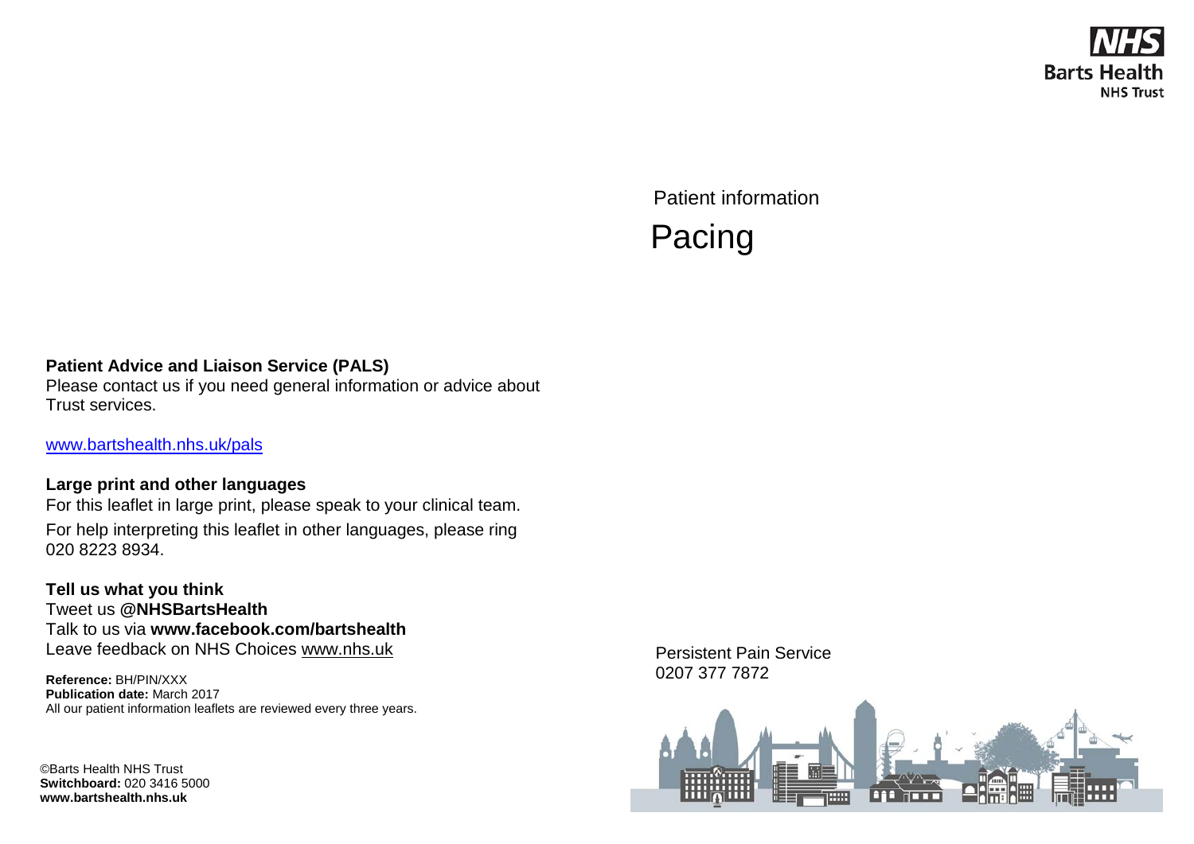Barts Health NHS Trust

Patient information

# Pacing

Persistent Pain Service
0207 377 7872

**Patient Advice and Liaison Service (PALS)**
Please contact us if you need general information or advice about Trust services.

www.bartshealth.nhs.uk/pals

**Large print and other languages**
For this leaflet in large print, please speak to your clinical team.

For help interpreting this leaflet in other languages, please ring 020 8223 8934.

**Tell us what you think**
Tweet us **@NHSBartsHealth**
Talk to us via **www.facebook.com/bartshealth**
Leave feedback on NHS Choices www.nhs.uk

**Reference:** BH/PIN/XXX
**Publication date:** March 2017
All our patient information leaflets are reviewed every three years.

©Barts Health NHS Trust
**Switchboard:** 020 3416 5000
**www.bartshealth.nhs.uk**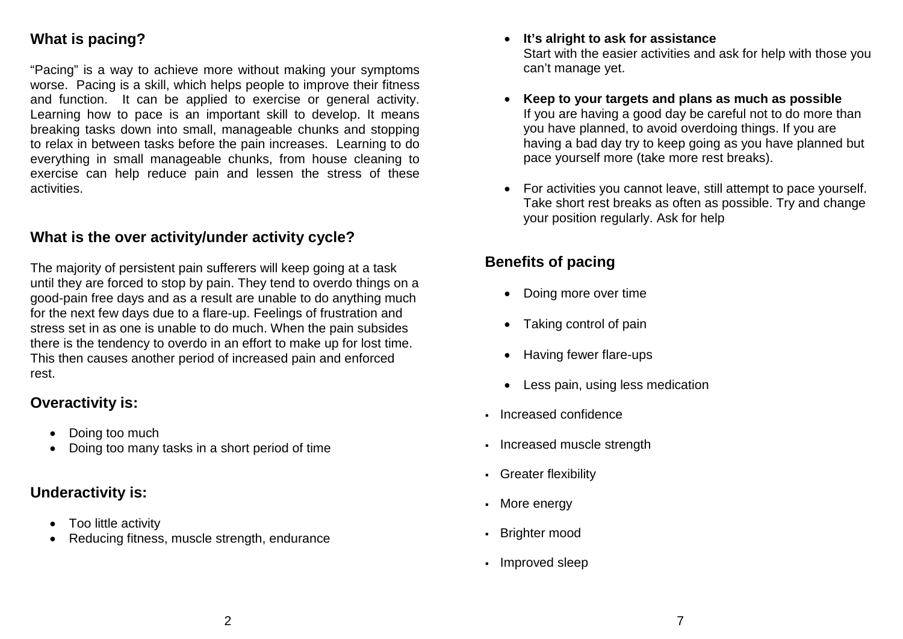## What is pacing?

"Pacing" is a way to achieve more without making your symptoms worse. Pacing is a skill, which helps people to improve their fitness and function. It can be applied to exercise or general activity. Learning how to pace is an important skill to develop. It means breaking tasks down into small, manageable chunks and stopping to relax in between tasks before the pain increases. Learning to do everything in small manageable chunks, from house cleaning to exercise can help reduce pain and lessen the stress of these activities.

## What is the over activity/under activity cycle?

The majority of persistent pain sufferers will keep going at a task until they are forced to stop by pain. They tend to overdo things on a good-pain free days and as a result are unable to do anything much for the next few days due to a flare-up. Feelings of frustration and stress set in as one is unable to do much. When the pain subsides there is the tendency to overdo in an effort to make up for lost time. This then causes another period of increased pain and enforced rest.

## Overactivity is:

- Doing too much
- Doing too many tasks in a short period of time

## Underactivity is:

- Too little activity
- Reducing fitness, muscle strength, endurance

- **It's alright to ask for assistance**
  Start with the easier activities and ask for help with those you can't manage yet.

- **Keep to your targets and plans as much as possible**
  If you are having a good day be careful not to do more than you have planned, to avoid overdoing things. If you are having a bad day try to keep going as you have planned but pace yourself more (take more rest breaks).

- For activities you cannot leave, still attempt to pace yourself. Take short rest breaks as often as possible. Try and change your position regularly. Ask for help

## Benefits of pacing

- Doing more over time
- Taking control of pain
- Having fewer flare-ups
- Less pain, using less medication
- Increased confidence
- Increased muscle strength
- Greater flexibility
- More energy
- Brighter mood
- Improved sleep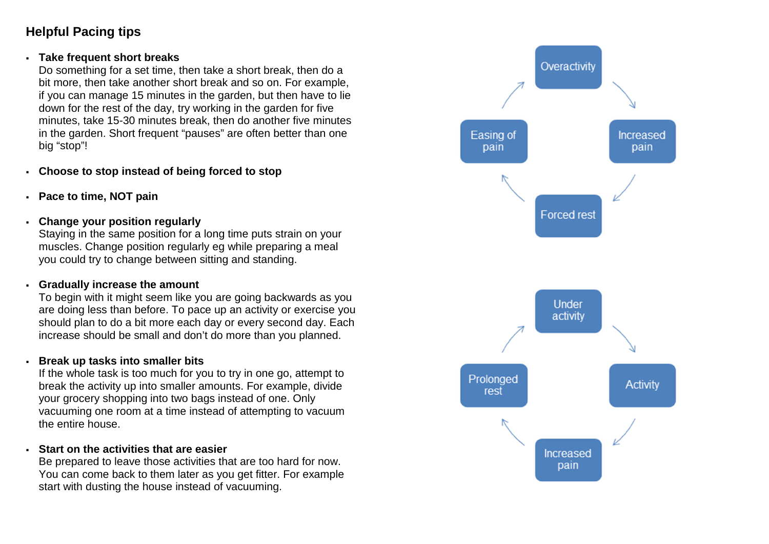## Helpful Pacing tips

- **Take frequent short breaks**
  Do something for a set time, then take a short break, then do a bit more, then take another short break and so on. For example, if you can manage 15 minutes in the garden, but then have to lie down for the rest of the day, try working in the garden for five minutes, take 15-30 minutes break, then do another five minutes in the garden. Short frequent "pauses" are often better than one big "stop"!

- **Choose to stop instead of being forced to stop**

- **Pace to time, NOT pain**

- **Change your position regularly**
  Staying in the same position for a long time puts strain on your muscles. Change position regularly eg while preparing a meal you could try to change between sitting and standing.

- **Gradually increase the amount**
  To begin with it might seem like you are going backwards as you are doing less than before. To pace up an activity or exercise you should plan to do a bit more each day or every second day. Each increase should be small and don't do more than you planned.

- **Break up tasks into smaller bits**
  If the whole task is too much for you to try in one go, attempt to break the activity up into smaller amounts. For example, divide your grocery shopping into two bags instead of one. Only vacuuming one room at a time instead of attempting to vacuum the entire house.

- **Start on the activities that are easier**
  Be prepared to leave those activities that are too hard for now. You can come back to them later as you get fitter. For example start with dusting the house instead of vacuuming.

Overactivity → Increased pain → Forced rest → Easing of pain → Overactivity

Under activity → Activity → Increased pain → Prolonged rest → Under activity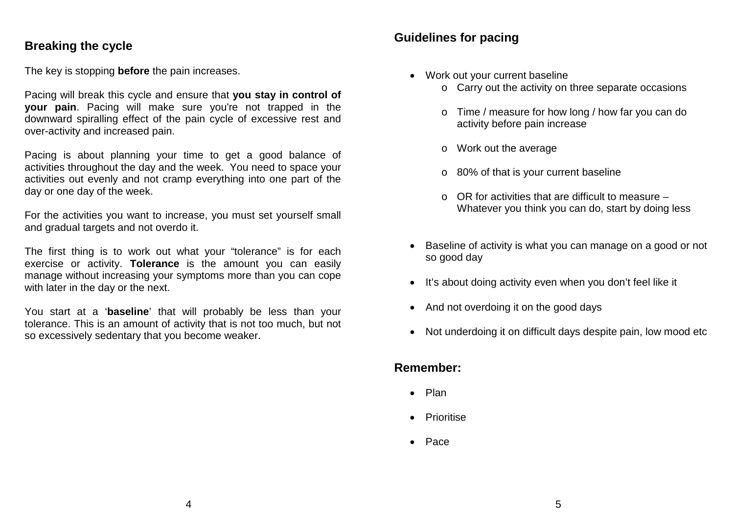## Breaking the cycle

The key is stopping **before** the pain increases.

Pacing will break this cycle and ensure that **you stay in control of your pain**. Pacing will make sure you're not trapped in the downward spiralling effect of the pain cycle of excessive rest and over-activity and increased pain.

Pacing is about planning your time to get a good balance of activities throughout the day and the week. You need to space your activities out evenly and not cramp everything into one part of the day or one day of the week.

For the activities you want to increase, you must set yourself small and gradual targets and not overdo it.

The first thing is to work out what your "tolerance" is for each exercise or activity. **Tolerance** is the amount you can easily manage without increasing your symptoms more than you can cope with later in the day or the next.

You start at a '**baseline**' that will probably be less than your tolerance. This is an amount of activity that is not too much, but not so excessively sedentary that you become weaker.

## Guidelines for pacing

- Work out your current baseline
  - Carry out the activity on three separate occasions
  - Time / measure for how long / how far you can do activity before pain increase
  - Work out the average
  - 80% of that is your current baseline
  - OR for activities that are difficult to measure – Whatever you think you can do, start by doing less
- Baseline of activity is what you can manage on a good or not so good day
- It's about doing activity even when you don't feel like it
- And not overdoing it on the good days
- Not underdoing it on difficult days despite pain, low mood etc

## Remember:

- Plan
- Prioritise
- Pace